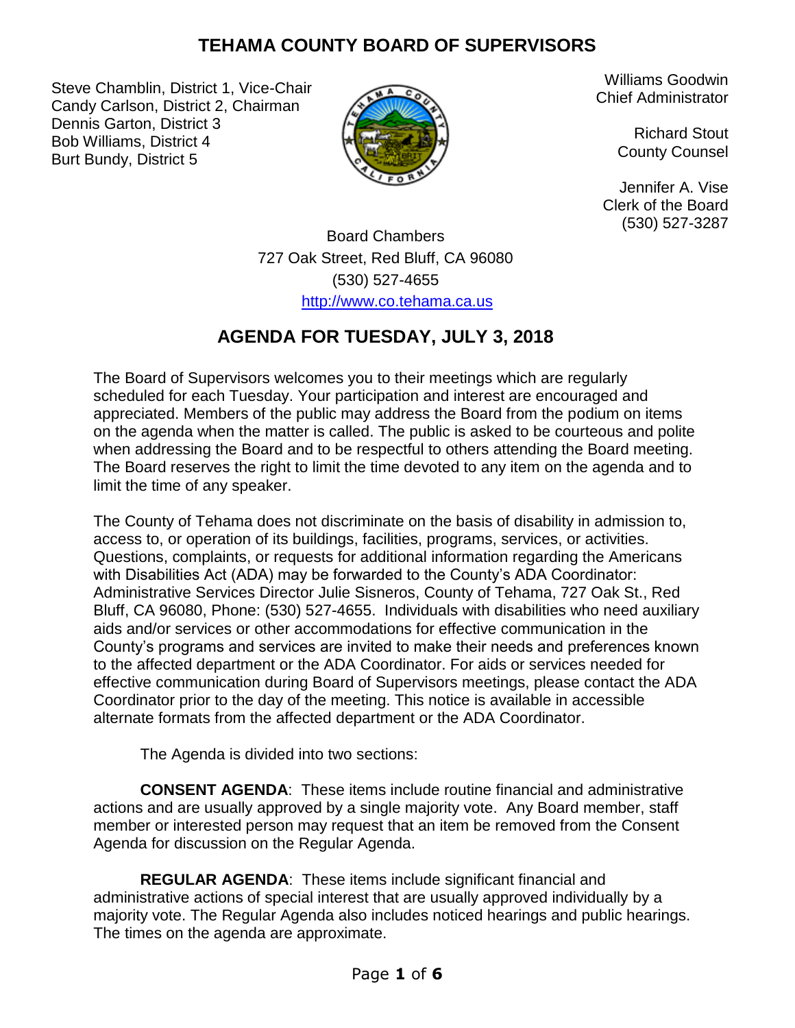# TEHAMA COUNTY BOARD OF SUPERVISORS

Steve Chamblin, District 1, Vice-Chair
Candy Carlson, District 2, Chairman
Dennis Garton, District 3
Bob Williams, District 4
Burt Bundy, District 5

Williams Goodwin
Chief Administrator

Richard Stout
County Counsel

Jennifer A. Vise
Clerk of the Board
(530) 527-3287

Board Chambers
727 Oak Street, Red Bluff, CA 96080
(530) 527-4655
http://www.co.tehama.ca.us

## AGENDA FOR TUESDAY, JULY 3, 2018

The Board of Supervisors welcomes you to their meetings which are regularly scheduled for each Tuesday. Your participation and interest are encouraged and appreciated. Members of the public may address the Board from the podium on items on the agenda when the matter is called. The public is asked to be courteous and polite when addressing the Board and to be respectful to others attending the Board meeting. The Board reserves the right to limit the time devoted to any item on the agenda and to limit the time of any speaker.

The County of Tehama does not discriminate on the basis of disability in admission to, access to, or operation of its buildings, facilities, programs, services, or activities. Questions, complaints, or requests for additional information regarding the Americans with Disabilities Act (ADA) may be forwarded to the County's ADA Coordinator: Administrative Services Director Julie Sisneros, County of Tehama, 727 Oak St., Red Bluff, CA 96080, Phone: (530) 527-4655. Individuals with disabilities who need auxiliary aids and/or services or other accommodations for effective communication in the County's programs and services are invited to make their needs and preferences known to the affected department or the ADA Coordinator. For aids or services needed for effective communication during Board of Supervisors meetings, please contact the ADA Coordinator prior to the day of the meeting. This notice is available in accessible alternate formats from the affected department or the ADA Coordinator.

The Agenda is divided into two sections:

**CONSENT AGENDA**: These items include routine financial and administrative actions and are usually approved by a single majority vote. Any Board member, staff member or interested person may request that an item be removed from the Consent Agenda for discussion on the Regular Agenda.

**REGULAR AGENDA**: These items include significant financial and administrative actions of special interest that are usually approved individually by a majority vote. The Regular Agenda also includes noticed hearings and public hearings. The times on the agenda are approximate.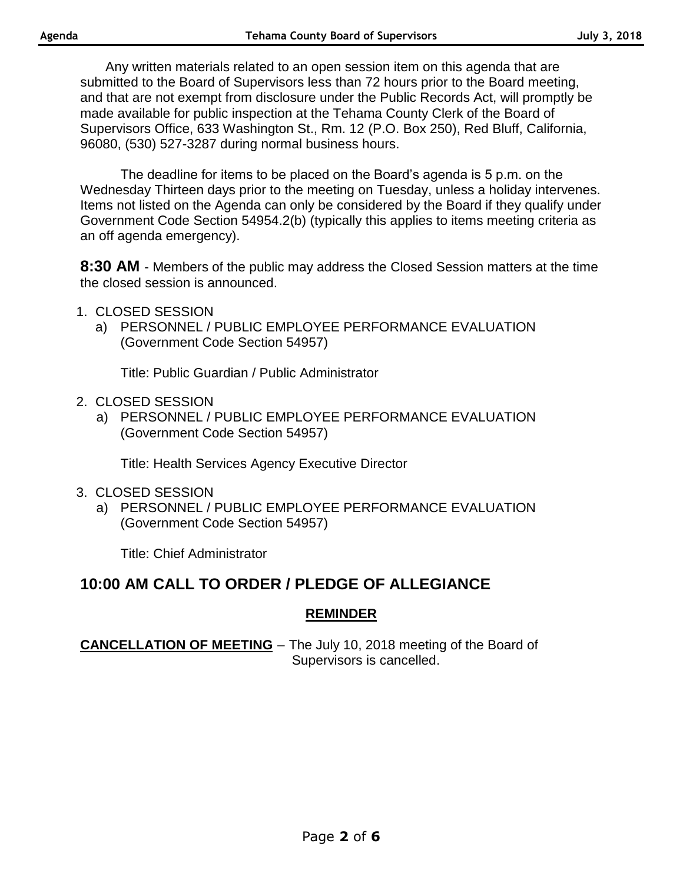Any written materials related to an open session item on this agenda that are submitted to the Board of Supervisors less than 72 hours prior to the Board meeting, and that are not exempt from disclosure under the Public Records Act, will promptly be made available for public inspection at the Tehama County Clerk of the Board of Supervisors Office, 633 Washington St., Rm. 12 (P.O. Box 250), Red Bluff, California, 96080, (530) 527-3287 during normal business hours.

The deadline for items to be placed on the Board's agenda is 5 p.m. on the Wednesday Thirteen days prior to the meeting on Tuesday, unless a holiday intervenes. Items not listed on the Agenda can only be considered by the Board if they qualify under Government Code Section 54954.2(b) (typically this applies to items meeting criteria as an off agenda emergency).

**8:30 AM** - Members of the public may address the Closed Session matters at the time the closed session is announced.

1. CLOSED SESSION
   a) PERSONNEL / PUBLIC EMPLOYEE PERFORMANCE EVALUATION (Government Code Section 54957)

      Title: Public Guardian / Public Administrator

2. CLOSED SESSION
   a) PERSONNEL / PUBLIC EMPLOYEE PERFORMANCE EVALUATION (Government Code Section 54957)

      Title: Health Services Agency Executive Director

3. CLOSED SESSION
   a) PERSONNEL / PUBLIC EMPLOYEE PERFORMANCE EVALUATION (Government Code Section 54957)

      Title: Chief Administrator

## 10:00 AM CALL TO ORDER / PLEDGE OF ALLEGIANCE

**REMINDER**

**CANCELLATION OF MEETING** – The July 10, 2018 meeting of the Board of Supervisors is cancelled.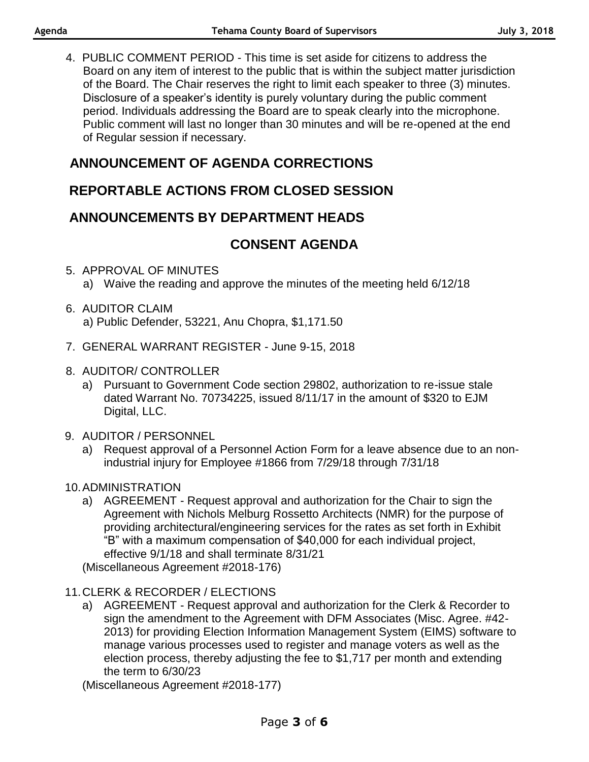4. PUBLIC COMMENT PERIOD - This time is set aside for citizens to address the Board on any item of interest to the public that is within the subject matter jurisdiction of the Board. The Chair reserves the right to limit each speaker to three (3) minutes. Disclosure of a speaker's identity is purely voluntary during the public comment period. Individuals addressing the Board are to speak clearly into the microphone. Public comment will last no longer than 30 minutes and will be re-opened at the end of Regular session if necessary.

## ANNOUNCEMENT OF AGENDA CORRECTIONS

## REPORTABLE ACTIONS FROM CLOSED SESSION

## ANNOUNCEMENTS BY DEPARTMENT HEADS

## CONSENT AGENDA

5. APPROVAL OF MINUTES
   a) Waive the reading and approve the minutes of the meeting held 6/12/18

6. AUDITOR CLAIM
   a) Public Defender, 53221, Anu Chopra, $1,171.50

7. GENERAL WARRANT REGISTER - June 9-15, 2018

8. AUDITOR/ CONTROLLER
   a) Pursuant to Government Code section 29802, authorization to re-issue stale dated Warrant No. 70734225, issued 8/11/17 in the amount of $320 to EJM Digital, LLC.

9. AUDITOR / PERSONNEL
   a) Request approval of a Personnel Action Form for a leave absence due to an non-industrial injury for Employee #1866 from 7/29/18 through 7/31/18

10. ADMINISTRATION
    a) AGREEMENT - Request approval and authorization for the Chair to sign the Agreement with Nichols Melburg Rossetto Architects (NMR) for the purpose of providing architectural/engineering services for the rates as set forth in Exhibit "B" with a maximum compensation of $40,000 for each individual project, effective 9/1/18 and shall terminate 8/31/21

    (Miscellaneous Agreement #2018-176)

11. CLERK & RECORDER / ELECTIONS
    a) AGREEMENT - Request approval and authorization for the Clerk & Recorder to sign the amendment to the Agreement with DFM Associates (Misc. Agree. #42-2013) for providing Election Information Management System (EIMS) software to manage various processes used to register and manage voters as well as the election process, thereby adjusting the fee to $1,717 per month and extending the term to 6/30/23

    (Miscellaneous Agreement #2018-177)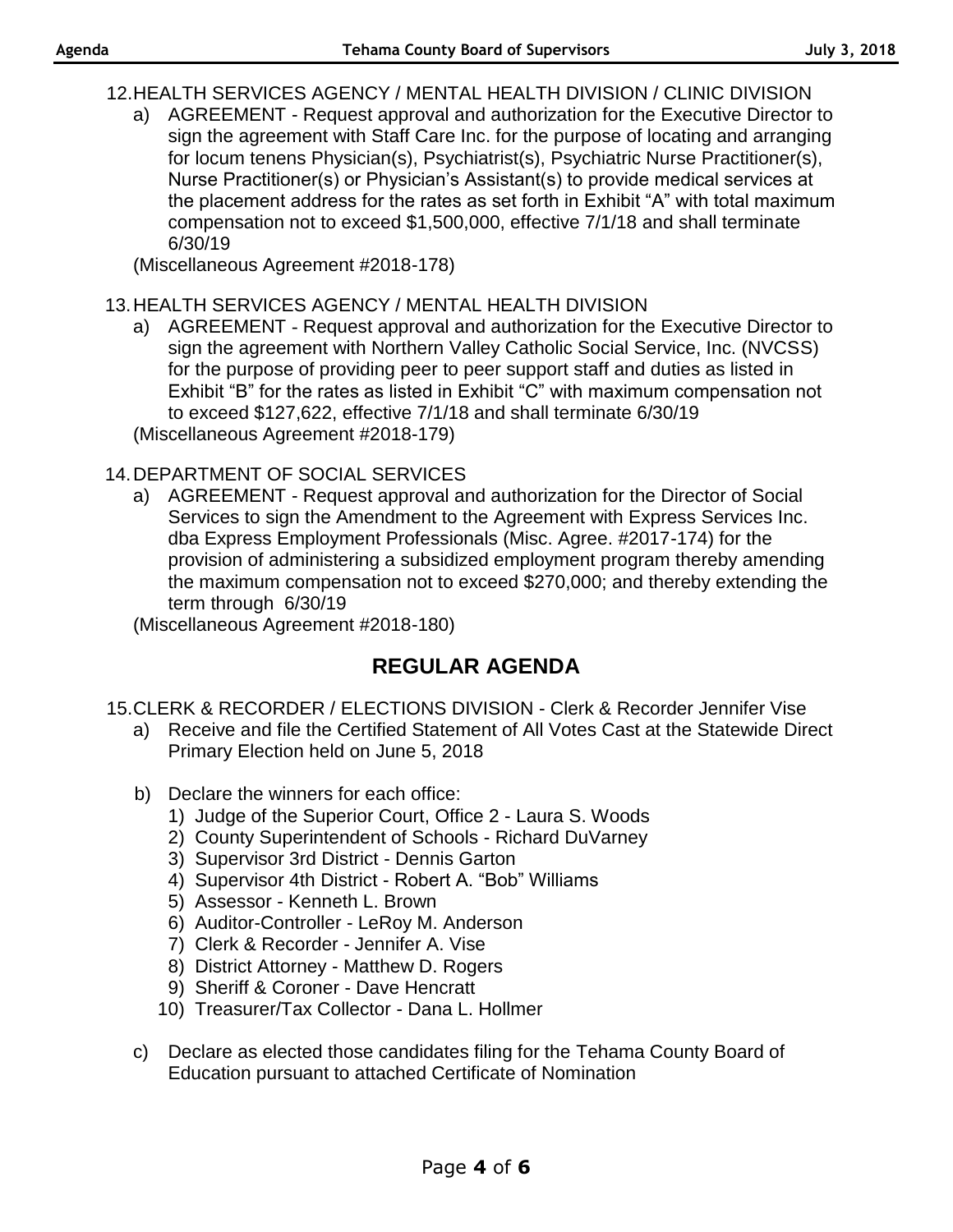12. HEALTH SERVICES AGENCY / MENTAL HEALTH DIVISION / CLINIC DIVISION
    a) AGREEMENT - Request approval and authorization for the Executive Director to sign the agreement with Staff Care Inc. for the purpose of locating and arranging for locum tenens Physician(s), Psychiatrist(s), Psychiatric Nurse Practitioner(s), Nurse Practitioner(s) or Physician's Assistant(s) to provide medical services at the placement address for the rates as set forth in Exhibit "A" with total maximum compensation not to exceed $1,500,000, effective 7/1/18 and shall terminate 6/30/19

    (Miscellaneous Agreement #2018-178)

13. HEALTH SERVICES AGENCY / MENTAL HEALTH DIVISION
    a) AGREEMENT - Request approval and authorization for the Executive Director to sign the agreement with Northern Valley Catholic Social Service, Inc. (NVCSS) for the purpose of providing peer to peer support staff and duties as listed in Exhibit "B" for the rates as listed in Exhibit "C" with maximum compensation not to exceed $127,622, effective 7/1/18 and shall terminate 6/30/19

    (Miscellaneous Agreement #2018-179)

14. DEPARTMENT OF SOCIAL SERVICES
    a) AGREEMENT - Request approval and authorization for the Director of Social Services to sign the Amendment to the Agreement with Express Services Inc. dba Express Employment Professionals (Misc. Agree. #2017-174) for the provision of administering a subsidized employment program thereby amending the maximum compensation not to exceed $270,000; and thereby extending the term through 6/30/19

    (Miscellaneous Agreement #2018-180)

## REGULAR AGENDA

15. CLERK & RECORDER / ELECTIONS DIVISION - Clerk & Recorder Jennifer Vise
    a) Receive and file the Certified Statement of All Votes Cast at the Statewide Direct Primary Election held on June 5, 2018
    b) Declare the winners for each office:
        1) Judge of the Superior Court, Office 2 - Laura S. Woods
        2) County Superintendent of Schools - Richard DuVarney
        3) Supervisor 3rd District - Dennis Garton
        4) Supervisor 4th District - Robert A. "Bob" Williams
        5) Assessor - Kenneth L. Brown
        6) Auditor-Controller - LeRoy M. Anderson
        7) Clerk & Recorder - Jennifer A. Vise
        8) District Attorney - Matthew D. Rogers
        9) Sheriff & Coroner - Dave Hencratt
        10) Treasurer/Tax Collector - Dana L. Hollmer
    c) Declare as elected those candidates filing for the Tehama County Board of Education pursuant to attached Certificate of Nomination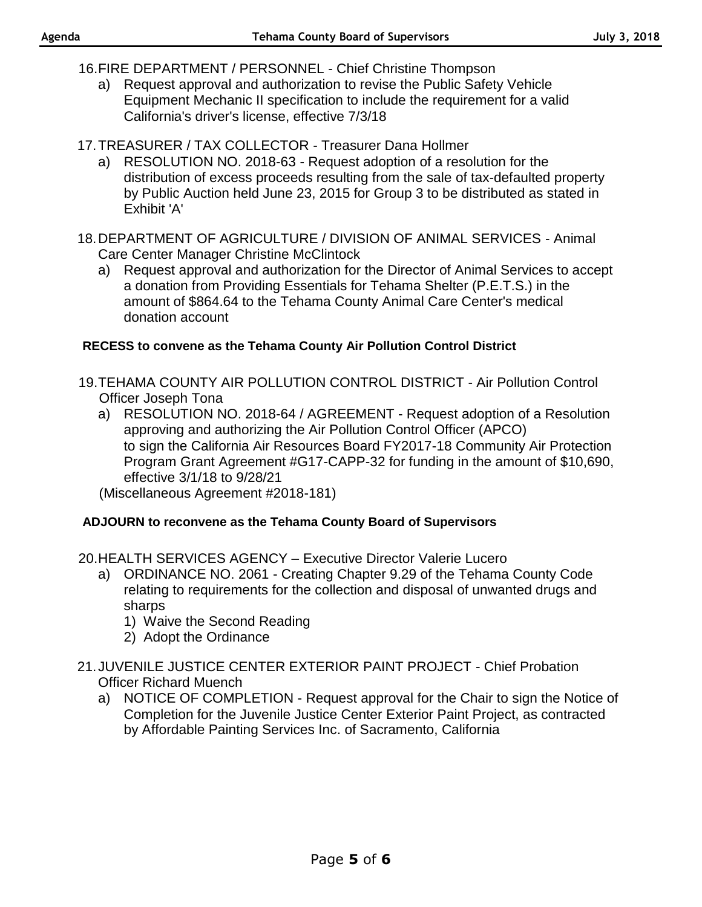16. FIRE DEPARTMENT / PERSONNEL - Chief Christine Thompson
    a) Request approval and authorization to revise the Public Safety Vehicle Equipment Mechanic II specification to include the requirement for a valid California's driver's license, effective 7/3/18

17. TREASURER / TAX COLLECTOR - Treasurer Dana Hollmer
    a) RESOLUTION NO. 2018-63 - Request adoption of a resolution for the distribution of excess proceeds resulting from the sale of tax-defaulted property by Public Auction held June 23, 2015 for Group 3 to be distributed as stated in Exhibit 'A'

18. DEPARTMENT OF AGRICULTURE / DIVISION OF ANIMAL SERVICES - Animal Care Center Manager Christine McClintock
    a) Request approval and authorization for the Director of Animal Services to accept a donation from Providing Essentials for Tehama Shelter (P.E.T.S.) in the amount of $864.64 to the Tehama County Animal Care Center's medical donation account

**RECESS to convene as the Tehama County Air Pollution Control District**

19. TEHAMA COUNTY AIR POLLUTION CONTROL DISTRICT - Air Pollution Control Officer Joseph Tona
    a) RESOLUTION NO. 2018-64 / AGREEMENT - Request adoption of a Resolution approving and authorizing the Air Pollution Control Officer (APCO) to sign the California Air Resources Board FY2017-18 Community Air Protection Program Grant Agreement #G17-CAPP-32 for funding in the amount of $10,690, effective 3/1/18 to 9/28/21

    (Miscellaneous Agreement #2018-181)

**ADJOURN to reconvene as the Tehama County Board of Supervisors**

20. HEALTH SERVICES AGENCY – Executive Director Valerie Lucero
    a) ORDINANCE NO. 2061 - Creating Chapter 9.29 of the Tehama County Code relating to requirements for the collection and disposal of unwanted drugs and sharps
        1) Waive the Second Reading
        2) Adopt the Ordinance

21. JUVENILE JUSTICE CENTER EXTERIOR PAINT PROJECT - Chief Probation Officer Richard Muench
    a) NOTICE OF COMPLETION - Request approval for the Chair to sign the Notice of Completion for the Juvenile Justice Center Exterior Paint Project, as contracted by Affordable Painting Services Inc. of Sacramento, California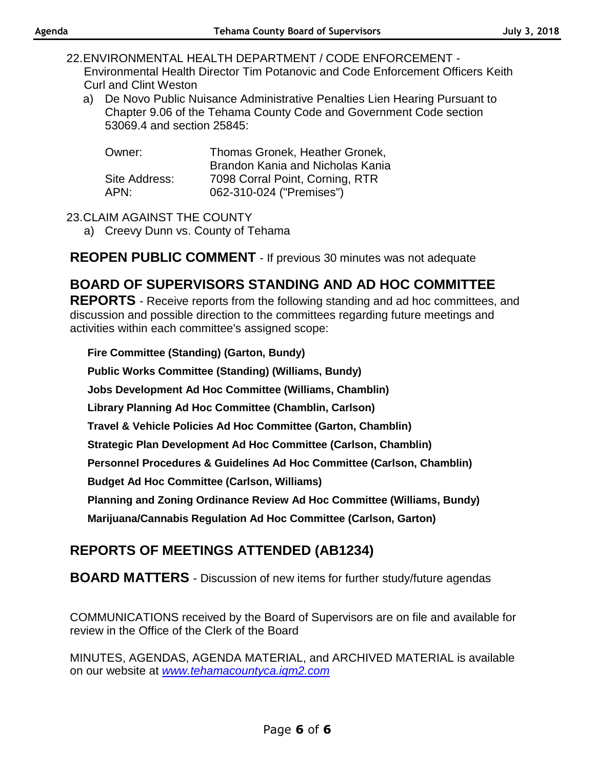22. ENVIRONMENTAL HEALTH DEPARTMENT / CODE ENFORCEMENT - Environmental Health Director Tim Potanovic and Code Enforcement Officers Keith Curl and Clint Weston

    a) De Novo Public Nuisance Administrative Penalties Lien Hearing Pursuant to Chapter 9.06 of the Tehama County Code and Government Code section 53069.4 and section 25845:

| | |
|---|---|
| Owner: | Thomas Gronek, Heather Gronek, Brandon Kania and Nicholas Kania |
| Site Address: | 7098 Corral Point, Corning, RTR |
| APN: | 062-310-024 ("Premises") |

23. CLAIM AGAINST THE COUNTY

    a) Creevy Dunn vs. County of Tehama

**REOPEN PUBLIC COMMENT** - If previous 30 minutes was not adequate

## BOARD OF SUPERVISORS STANDING AND AD HOC COMMITTEE REPORTS

- Receive reports from the following standing and ad hoc committees, and discussion and possible direction to the committees regarding future meetings and activities within each committee's assigned scope:

**Fire Committee (Standing) (Garton, Bundy)**

**Public Works Committee (Standing) (Williams, Bundy)**

**Jobs Development Ad Hoc Committee (Williams, Chamblin)**

**Library Planning Ad Hoc Committee (Chamblin, Carlson)**

**Travel & Vehicle Policies Ad Hoc Committee (Garton, Chamblin)**

**Strategic Plan Development Ad Hoc Committee (Carlson, Chamblin)**

**Personnel Procedures & Guidelines Ad Hoc Committee (Carlson, Chamblin)**

**Budget Ad Hoc Committee (Carlson, Williams)**

**Planning and Zoning Ordinance Review Ad Hoc Committee (Williams, Bundy)**

**Marijuana/Cannabis Regulation Ad Hoc Committee (Carlson, Garton)**

## REPORTS OF MEETINGS ATTENDED (AB1234)

**BOARD MATTERS** - Discussion of new items for further study/future agendas

COMMUNICATIONS received by the Board of Supervisors are on file and available for review in the Office of the Clerk of the Board

MINUTES, AGENDAS, AGENDA MATERIAL, and ARCHIVED MATERIAL is available on our website at *www.tehamacountyca.iqm2.com*